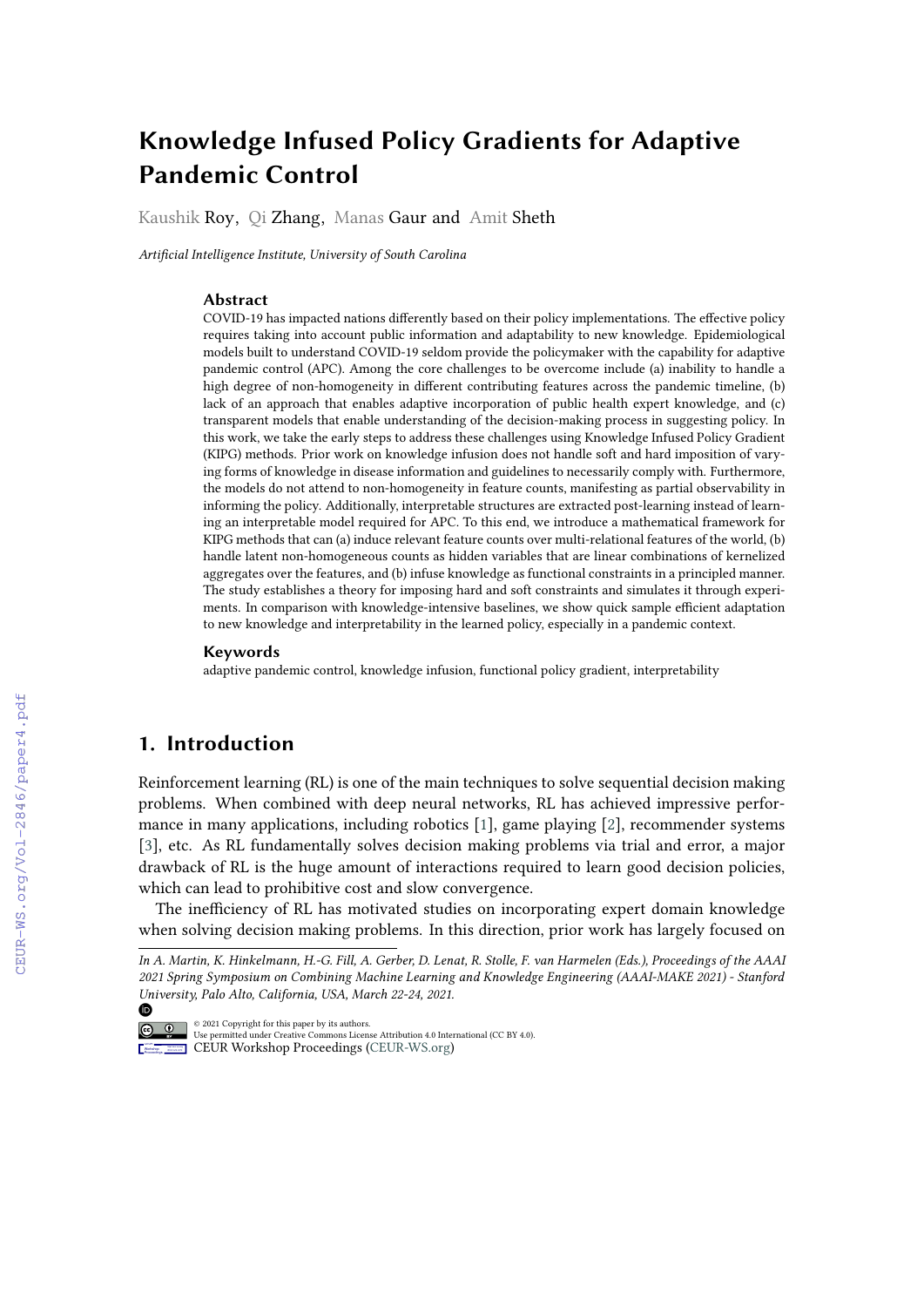# Knowledge Infused Policy Gradients for Adaptive Pandemic Control

Kaushik Roy, Qi Zhang, Manas Gaur and Amit Sheth

*Artificial Intelligence Institute, University of South Carolina*

### Abstract

COVID-19 has impacted nations differently based on their policy implementations. The effective policy requires taking into account public information and adaptability to new knowledge. Epidemiological models built to understand COVID-19 seldom provide the policymaker with the capability for adaptive pandemic control (APC). Among the core challenges to be overcome include (a) inability to handle a high degree of non-homogeneity in different contributing features across the pandemic timeline, (b) lack of an approach that enables adaptive incorporation of public health expert knowledge, and (c) transparent models that enable understanding of the decision-making process in suggesting policy. In this work, we take the early steps to address these challenges using Knowledge Infused Policy Gradient (KIPG) methods. Prior work on knowledge infusion does not handle soft and hard imposition of varying forms of knowledge in disease information and guidelines to necessarily comply with. Furthermore, the models do not attend to non-homogeneity in feature counts, manifesting as partial observability in informing the policy. Additionally, interpretable structures are extracted post-learning instead of learning an interpretable model required for APC. To this end, we introduce a mathematical framework for KIPG methods that can (a) induce relevant feature counts over multi-relational features of the world, (b) handle latent non-homogeneous counts as hidden variables that are linear combinations of kernelized aggregates over the features, and (b) infuse knowledge as functional constraints in a principled manner. The study establishes a theory for imposing hard and soft constraints and simulates it through experiments. In comparison with knowledge-intensive baselines, we show quick sample efficient adaptation to new knowledge and interpretability in the learned policy, especially in a pandemic context.

### Keywords

adaptive pandemic control, knowledge infusion, functional policy gradient, interpretability

## 1. Introduction

Reinforcement learning (RL) is one of the main techniques to solve sequential decision making problems. When combined with deep neural networks, RL has achieved impressive performance in many applications, including robotics [1], game playing [2], recommender systems [3], etc. As RL fundamentally solves decision making problems via trial and error, a major drawback of RL is the huge amount of interactions required to learn good decision policies, which can lead to prohibitive cost and slow convergence.

The inefficiency of RL has motivated studies on incorporating expert domain knowledge when solving decision making problems. In this direction, prior work has largely focused on

*In A. Martin, K. Hinkelmann, H.-G. Fill, A. Gerber, D. Lenat, R. Stolle, F. van Harmelen (Eds.), Proceedings of the AAAI 2021 Spring Symposium on Combining Machine Learning and Knowledge Engineering (AAAI-MAKE 2021) - Stanford University, Palo Alto, California, USA, March 22-24, 2021.*

© 2021 Copyright for this paper by its authors.
Use permitted under Creative Commons License Attribution 4.0 International (CC BY 4.0).
CEUR Workshop Proceedings (CEUR-WS.org)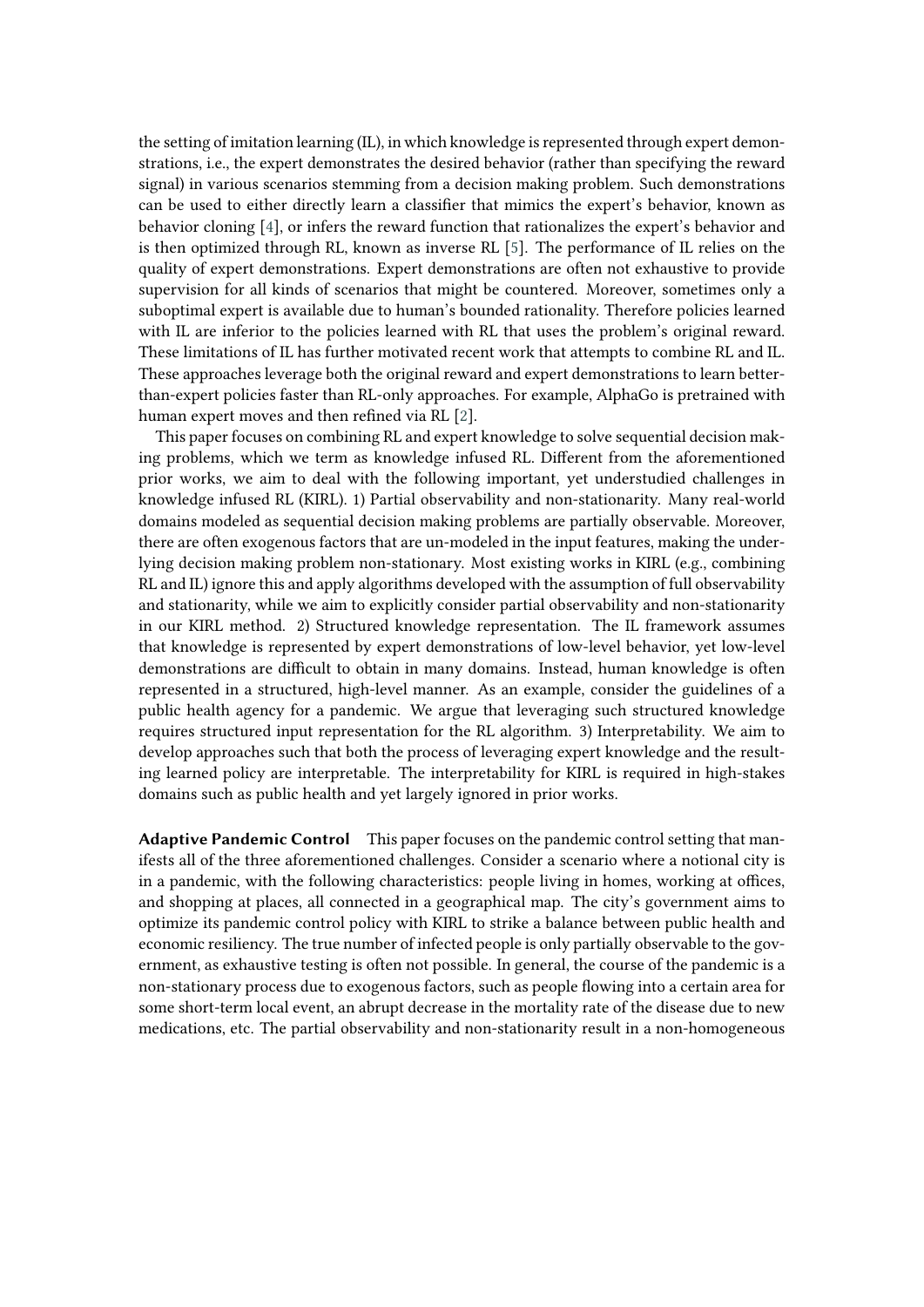the setting of imitation learning (IL), in which knowledge is represented through expert demonstrations, i.e., the expert demonstrates the desired behavior (rather than specifying the reward signal) in various scenarios stemming from a decision making problem. Such demonstrations can be used to either directly learn a classifier that mimics the expert's behavior, known as behavior cloning [4], or infers the reward function that rationalizes the expert's behavior and is then optimized through RL, known as inverse RL [5]. The performance of IL relies on the quality of expert demonstrations. Expert demonstrations are often not exhaustive to provide supervision for all kinds of scenarios that might be countered. Moreover, sometimes only a suboptimal expert is available due to human's bounded rationality. Therefore policies learned with IL are inferior to the policies learned with RL that uses the problem's original reward. These limitations of IL has further motivated recent work that attempts to combine RL and IL. These approaches leverage both the original reward and expert demonstrations to learn better-than-expert policies faster than RL-only approaches. For example, AlphaGo is pretrained with human expert moves and then refined via RL [2].

This paper focuses on combining RL and expert knowledge to solve sequential decision making problems, which we term as knowledge infused RL. Different from the aforementioned prior works, we aim to deal with the following important, yet understudied challenges in knowledge infused RL (KIRL). 1) Partial observability and non-stationarity. Many real-world domains modeled as sequential decision making problems are partially observable. Moreover, there are often exogenous factors that are un-modeled in the input features, making the underlying decision making problem non-stationary. Most existing works in KIRL (e.g., combining RL and IL) ignore this and apply algorithms developed with the assumption of full observability and stationarity, while we aim to explicitly consider partial observability and non-stationarity in our KIRL method. 2) Structured knowledge representation. The IL framework assumes that knowledge is represented by expert demonstrations of low-level behavior, yet low-level demonstrations are difficult to obtain in many domains. Instead, human knowledge is often represented in a structured, high-level manner. As an example, consider the guidelines of a public health agency for a pandemic. We argue that leveraging such structured knowledge requires structured input representation for the RL algorithm. 3) Interpretability. We aim to develop approaches such that both the process of leveraging expert knowledge and the resulting learned policy are interpretable. The interpretability for KIRL is required in high-stakes domains such as public health and yet largely ignored in prior works.

**Adaptive Pandemic Control** This paper focuses on the pandemic control setting that manifests all of the three aforementioned challenges. Consider a scenario where a notional city is in a pandemic, with the following characteristics: people living in homes, working at offices, and shopping at places, all connected in a geographical map. The city's government aims to optimize its pandemic control policy with KIRL to strike a balance between public health and economic resiliency. The true number of infected people is only partially observable to the government, as exhaustive testing is often not possible. In general, the course of the pandemic is a non-stationary process due to exogenous factors, such as people flowing into a certain area for some short-term local event, an abrupt decrease in the mortality rate of the disease due to new medications, etc. The partial observability and non-stationarity result in a non-homogeneous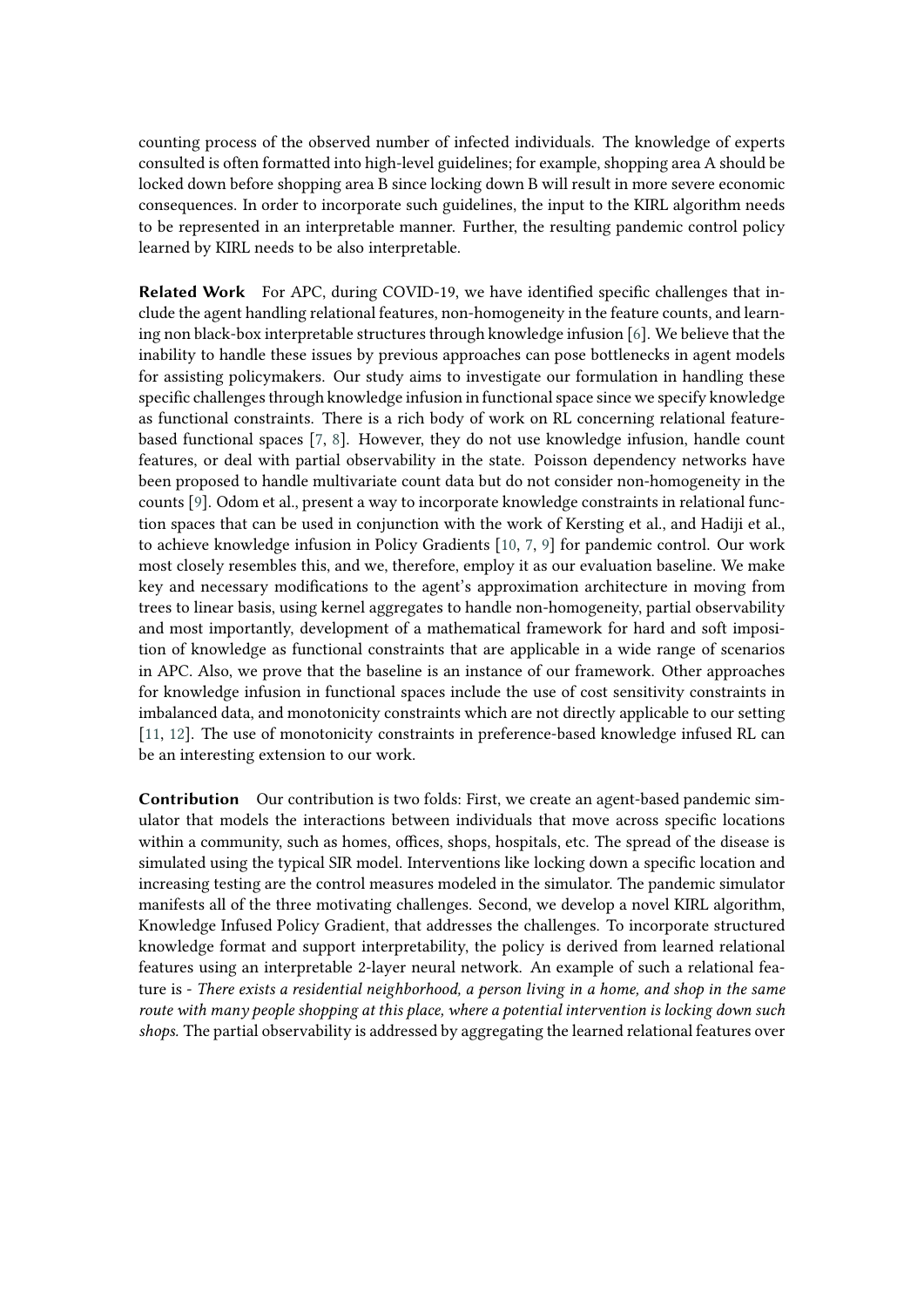counting process of the observed number of infected individuals. The knowledge of experts consulted is often formatted into high-level guidelines; for example, shopping area A should be locked down before shopping area B since locking down B will result in more severe economic consequences. In order to incorporate such guidelines, the input to the KIRL algorithm needs to be represented in an interpretable manner. Further, the resulting pandemic control policy learned by KIRL needs to be also interpretable.

**Related Work** For APC, during COVID-19, we have identified specific challenges that include the agent handling relational features, non-homogeneity in the feature counts, and learning non black-box interpretable structures through knowledge infusion [6]. We believe that the inability to handle these issues by previous approaches can pose bottlenecks in agent models for assisting policymakers. Our study aims to investigate our formulation in handling these specific challenges through knowledge infusion in functional space since we specify knowledge as functional constraints. There is a rich body of work on RL concerning relational feature-based functional spaces [7, 8]. However, they do not use knowledge infusion, handle count features, or deal with partial observability in the state. Poisson dependency networks have been proposed to handle multivariate count data but do not consider non-homogeneity in the counts [9]. Odom et al., present a way to incorporate knowledge constraints in relational function spaces that can be used in conjunction with the work of Kersting et al., and Hadiji et al., to achieve knowledge infusion in Policy Gradients [10, 7, 9] for pandemic control. Our work most closely resembles this, and we, therefore, employ it as our evaluation baseline. We make key and necessary modifications to the agent's approximation architecture in moving from trees to linear basis, using kernel aggregates to handle non-homogeneity, partial observability and most importantly, development of a mathematical framework for hard and soft imposition of knowledge as functional constraints that are applicable in a wide range of scenarios in APC. Also, we prove that the baseline is an instance of our framework. Other approaches for knowledge infusion in functional spaces include the use of cost sensitivity constraints in imbalanced data, and monotonicity constraints which are not directly applicable to our setting [11, 12]. The use of monotonicity constraints in preference-based knowledge infused RL can be an interesting extension to our work.

**Contribution** Our contribution is two folds: First, we create an agent-based pandemic simulator that models the interactions between individuals that move across specific locations within a community, such as homes, offices, shops, hospitals, etc. The spread of the disease is simulated using the typical SIR model. Interventions like locking down a specific location and increasing testing are the control measures modeled in the simulator. The pandemic simulator manifests all of the three motivating challenges. Second, we develop a novel KIRL algorithm, Knowledge Infused Policy Gradient, that addresses the challenges. To incorporate structured knowledge format and support interpretability, the policy is derived from learned relational features using an interpretable 2-layer neural network. An example of such a relational feature is - *There exists a residential neighborhood, a person living in a home, and shop in the same route with many people shopping at this place, where a potential intervention is locking down such shops.* The partial observability is addressed by aggregating the learned relational features over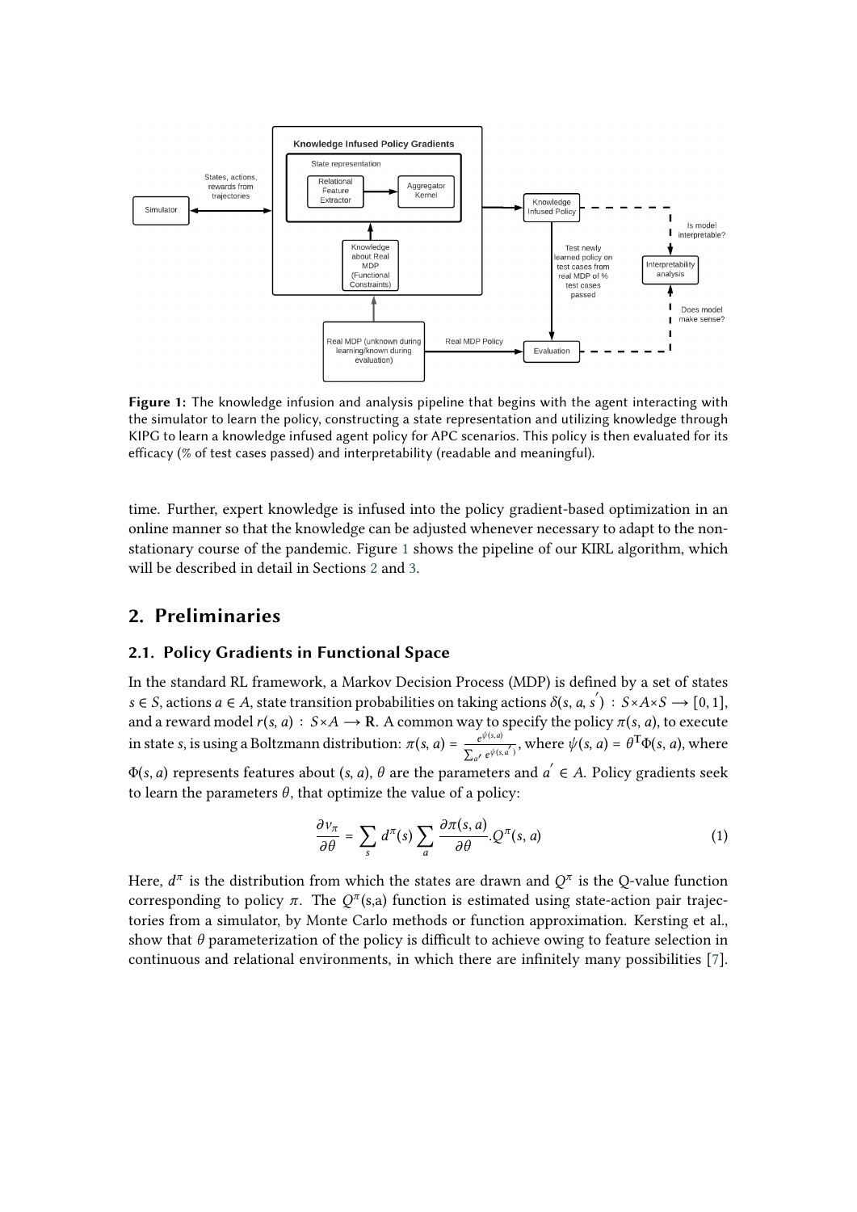**Figure 1:** The knowledge infusion and analysis pipeline that begins with the agent interacting with the simulator to learn the policy, constructing a state representation and utilizing knowledge through KIPG to learn a knowledge infused agent policy for APC scenarios. This policy is then evaluated for its efficacy (% of test cases passed) and interpretability (readable and meaningful).

time. Further, expert knowledge is infused into the policy gradient-based optimization in an online manner so that the knowledge can be adjusted whenever necessary to adapt to the non-stationary course of the pandemic. Figure 1 shows the pipeline of our KIRL algorithm, which will be described in detail in Sections 2 and 3.

## 2. Preliminaries

### 2.1. Policy Gradients in Functional Space

In the standard RL framework, a Markov Decision Process (MDP) is defined by a set of states $s \in S$, actions $a \in A$, state transition probabilities on taking actions $\delta(s, a, s') : S \times A \times S \longrightarrow [0, 1]$, and a reward model $r(s, a) : S \times A \longrightarrow \mathbf{R}$. A common way to specify the policy $\pi(s, a)$, to execute in state $s$, is using a Boltzmann distribution: $\pi(s, a) = \frac{e^{\psi(s,a)}}{\sum_{a'} e^{\psi(s,a')}}$, where $\psi(s, a) = \theta^{\mathrm{T}}\Phi(s, a)$, where $\Phi(s, a)$ represents features about $(s, a)$, $\theta$ are the parameters and $a' \in A$. Policy gradients seek to learn the parameters $\theta$, that optimize the value of a policy:

$$\frac{\partial v_{\pi}}{\partial \theta} = \sum_{s} d^{\pi}(s) \sum_{a} \frac{\partial \pi(s, a)}{\partial \theta} . Q^{\pi}(s, a) \tag{1}$$

Here, $d^{\pi}$ is the distribution from which the states are drawn and $Q^{\pi}$ is the Q-value function corresponding to policy $\pi$. The $Q^{\pi}$(s,a) function is estimated using state-action pair trajectories from a simulator, by Monte Carlo methods or function approximation. Kersting et al., show that $\theta$ parameterization of the policy is difficult to achieve owing to feature selection in continuous and relational environments, in which there are infinitely many possibilities [7].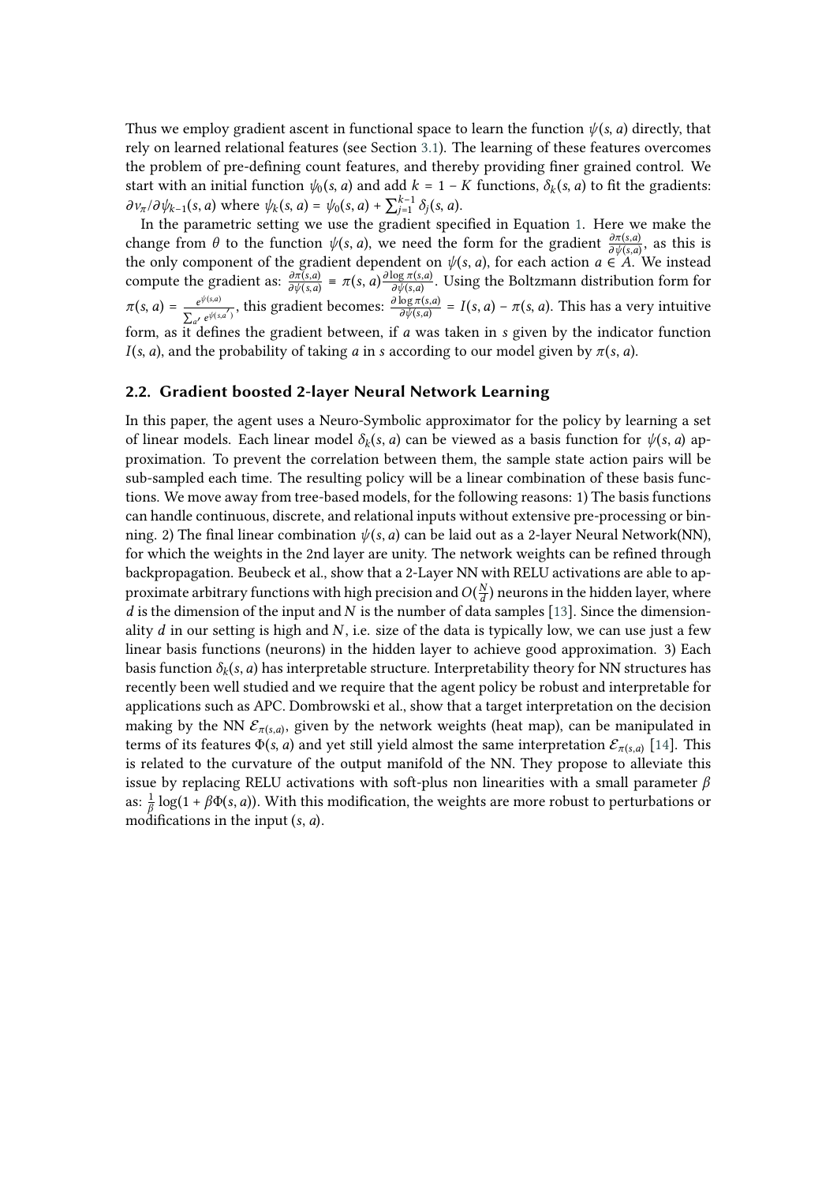Thus we employ gradient ascent in functional space to learn the function $\psi(s, a)$ directly, that rely on learned relational features (see Section 3.1). The learning of these features overcomes the problem of pre-defining count features, and thereby providing finer grained control. We start with an initial function $\psi_0(s, a)$ and add $k = 1 - K$ functions, $\delta_k(s, a)$ to fit the gradients: $\partial v_\pi / \partial \psi_{k-1}(s, a)$ where $\psi_k(s, a) = \psi_0(s, a) + \sum_{j=1}^{k-1} \delta_j(s, a)$.

In the parametric setting we use the gradient specified in Equation 1. Here we make the change from $\theta$ to the function $\psi(s, a)$, we need the form for the gradient $\frac{\partial \pi(s,a)}{\partial \psi(s,a)}$, as this is the only component of the gradient dependent on $\psi(s, a)$, for each action $a \in A$. We instead compute the gradient as: $\frac{\partial \pi(s,a)}{\partial \psi(s,a)} \equiv \pi(s, a) \frac{\partial \log \pi(s,a)}{\partial \psi(s,a)}$. Using the Boltzmann distribution form for $\pi(s, a) = \frac{e^{\psi(s,a)}}{\sum_{a'} e^{\psi(s,a')}}$, this gradient becomes: $\frac{\partial \log \pi(s,a)}{\partial \psi(s,a)} = I(s, a) - \pi(s, a)$. This has a very intuitive form, as it defines the gradient between, if $a$ was taken in $s$ given by the indicator function $I(s, a)$, and the probability of taking $a$ in $s$ according to our model given by $\pi(s, a)$.

## 2.2. Gradient boosted 2-layer Neural Network Learning

In this paper, the agent uses a Neuro-Symbolic approximator for the policy by learning a set of linear models. Each linear model $\delta_k(s, a)$ can be viewed as a basis function for $\psi(s, a)$ approximation. To prevent the correlation between them, the sample state action pairs will be sub-sampled each time. The resulting policy will be a linear combination of these basis functions. We move away from tree-based models, for the following reasons: 1) The basis functions can handle continuous, discrete, and relational inputs without extensive pre-processing or binning. 2) The final linear combination $\psi(s, a)$ can be laid out as a 2-layer Neural Network(NN), for which the weights in the 2nd layer are unity. The network weights can be refined through backpropagation. Beubeck et al., show that a 2-Layer NN with RELU activations are able to approximate arbitrary functions with high precision and $O(\frac{N}{d})$ neurons in the hidden layer, where $d$ is the dimension of the input and $N$ is the number of data samples [13]. Since the dimensionality $d$ in our setting is high and $N$, i.e. size of the data is typically low, we can use just a few linear basis functions (neurons) in the hidden layer to achieve good approximation. 3) Each basis function $\delta_k(s, a)$ has interpretable structure. Interpretability theory for NN structures has recently been well studied and we require that the agent policy be robust and interpretable for applications such as APC. Dombrowski et al., show that a target interpretation on the decision making by the NN $\mathcal{E}_{\pi(s,a)}$, given by the network weights (heat map), can be manipulated in terms of its features $\Phi(s, a)$ and yet still yield almost the same interpretation $\mathcal{E}_{\pi(s,a)}$ [14]. This is related to the curvature of the output manifold of the NN. They propose to alleviate this issue by replacing RELU activations with soft-plus non linearities with a small parameter $\beta$ as: $\frac{1}{\beta} \log(1 + \beta \Phi(s, a))$. With this modification, the weights are more robust to perturbations or modifications in the input $(s, a)$.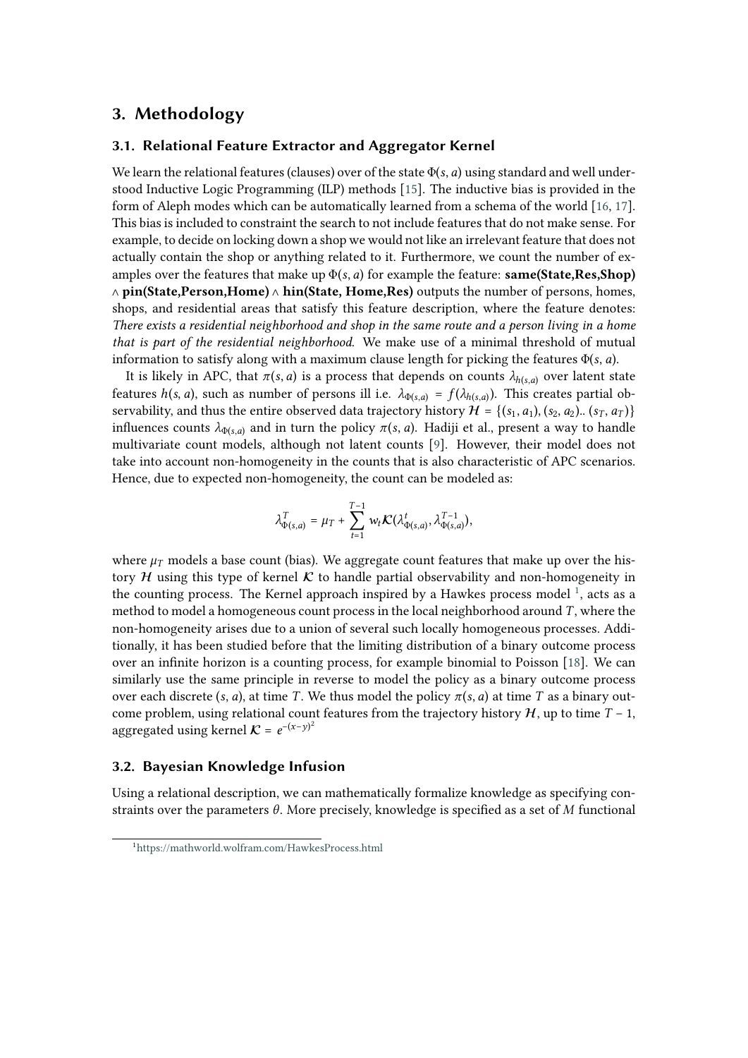## 3. Methodology

### 3.1. Relational Feature Extractor and Aggregator Kernel

We learn the relational features (clauses) over of the state $\Phi(s, a)$ using standard and well understood Inductive Logic Programming (ILP) methods [15]. The inductive bias is provided in the form of Aleph modes which can be automatically learned from a schema of the world [16, 17]. This bias is included to constraint the search to not include features that do not make sense. For example, to decide on locking down a shop we would not like an irrelevant feature that does not actually contain the shop or anything related to it. Furthermore, we count the number of examples over the features that make up $\Phi(s, a)$ for example the feature: **same(State,Res,Shop)** $\wedge$ **pin(State,Person,Home)** $\wedge$ **hin(State, Home,Res)** outputs the number of persons, homes, shops, and residential areas that satisfy this feature description, where the feature denotes: *There exists a residential neighborhood and shop in the same route and a person living in a home that is part of the residential neighborhood.* We make use of a minimal threshold of mutual information to satisfy along with a maximum clause length for picking the features $\Phi(s, a)$.

It is likely in APC, that $\pi(s, a)$ is a process that depends on counts $\lambda_{h(s,a)}$ over latent state features $h(s, a)$, such as number of persons ill i.e. $\lambda_{\Phi(s,a)} = f(\lambda_{h(s,a)})$. This creates partial observability, and thus the entire observed data trajectory history $\mathcal{H} = \{(s_1, a_1), (s_2, a_2)..\ (s_T, a_T)\}$ influences counts $\lambda_{\Phi(s,a)}$ and in turn the policy $\pi(s, a)$. Hadiji et al., present a way to handle multivariate count models, although not latent counts [9]. However, their model does not take into account non-homogeneity in the counts that is also characteristic of APC scenarios. Hence, due to expected non-homogeneity, the count can be modeled as:

$$\lambda^{T}_{\Phi(s,a)} = \mu_T + \sum_{t=1}^{T-1} w_t \mathcal{K}(\lambda^{t}_{\Phi(s,a)}, \lambda^{T-1}_{\Phi(s,a)}),$$

where $\mu_T$ models a base count (bias). We aggregate count features that make up over the history $\mathcal{H}$ using this type of kernel $\mathcal{K}$ to handle partial observability and non-homogeneity in the counting process. The Kernel approach inspired by a Hawkes process model [1], acts as a method to model a homogeneous count process in the local neighborhood around $T$, where the non-homogeneity arises due to a union of several such locally homogeneous processes. Additionally, it has been studied before that the limiting distribution of a binary outcome process over an infinite horizon is a counting process, for example binomial to Poisson [18]. We can similarly use the same principle in reverse to model the policy as a binary outcome process over each discrete $(s, a)$, at time $T$. We thus model the policy $\pi(s, a)$ at time $T$ as a binary outcome problem, using relational count features from the trajectory history $\mathcal{H}$, up to time $T - 1$, aggregated using kernel $\mathcal{K} = e^{-(x-y)^2}$

### 3.2. Bayesian Knowledge Infusion

Using a relational description, we can mathematically formalize knowledge as specifying constraints over the parameters $\theta$. More precisely, knowledge is specified as a set of $M$ functional

[1] https://mathworld.wolfram.com/HawkesProcess.html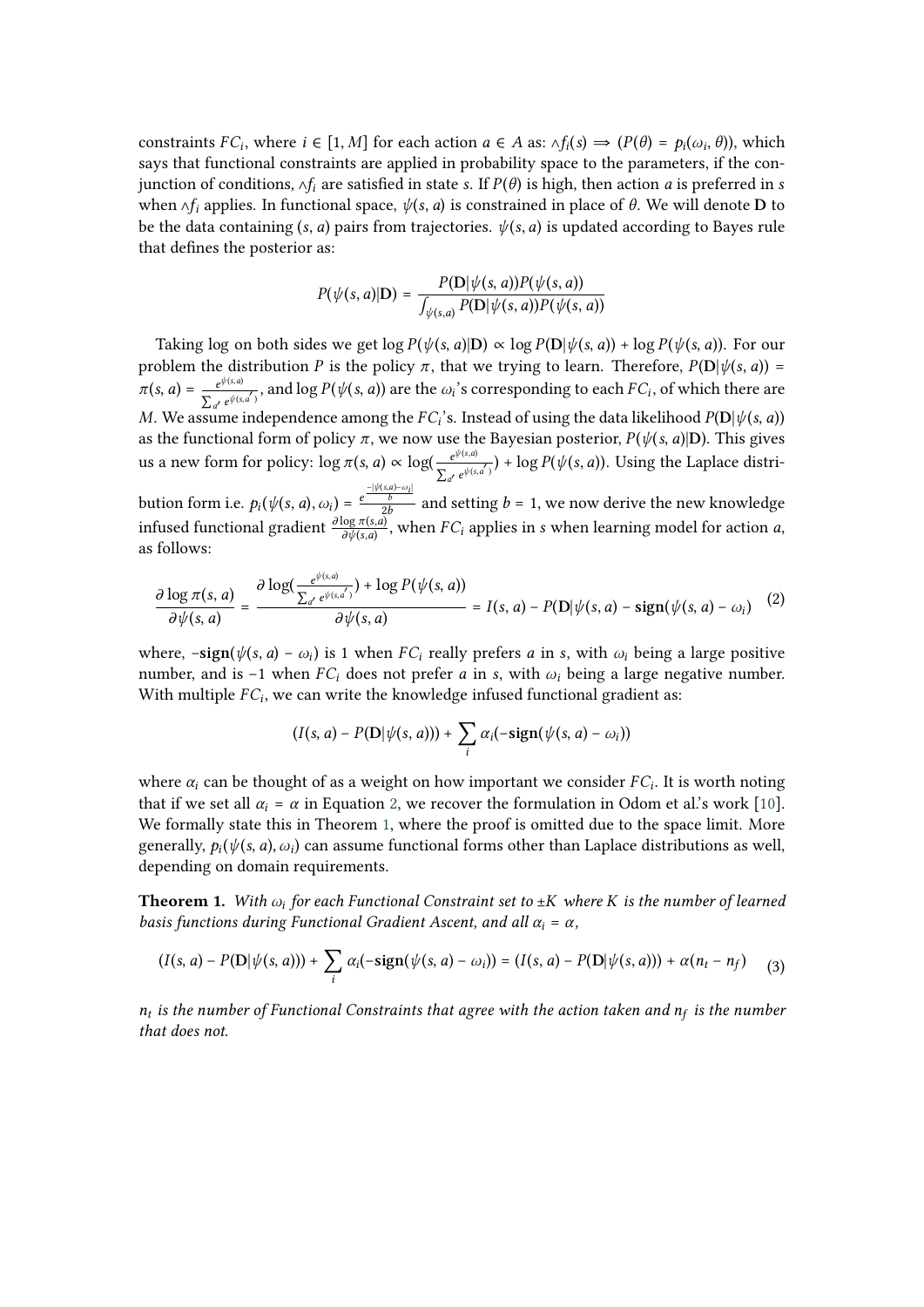constraints $FC_i$, where $i \in [1, M]$ for each action $a \in A$ as: $\wedge f_i(s) \implies (P(\theta) = p_i(\omega_i, \theta))$, which says that functional constraints are applied in probability space to the parameters, if the conjunction of conditions, $\wedge f_i$ are satisfied in state $s$. If $P(\theta)$ is high, then action $a$ is preferred in $s$ when $\wedge f_i$ applies. In functional space, $\psi(s, a)$ is constrained in place of $\theta$. We will denote $\mathbf{D}$ to be the data containing $(s, a)$ pairs from trajectories. $\psi(s, a)$ is updated according to Bayes rule that defines the posterior as:

$$P(\psi(s, a)|\mathbf{D}) = \frac{P(\mathbf{D}|\psi(s, a))P(\psi(s, a))}{\int_{\psi(s,a)} P(\mathbf{D}|\psi(s, a))P(\psi(s, a))}$$

Taking log on both sides we get $\log P(\psi(s, a)|\mathbf{D}) \propto \log P(\mathbf{D}|\psi(s, a)) + \log P(\psi(s, a))$. For our problem the distribution $P$ is the policy $\pi$, that we trying to learn. Therefore, $P(\mathbf{D}|\psi(s, a)) = \pi(s, a) = \frac{e^{\psi(s,a)}}{\sum_{a'} e^{\psi(s,a')}}$, and $\log P(\psi(s, a))$ are the $\omega_i$'s corresponding to each $FC_i$, of which there are $M$. We assume independence among the $FC_i$'s. Instead of using the data likelihood $P(\mathbf{D}|\psi(s, a))$ as the functional form of policy $\pi$, we now use the Bayesian posterior, $P(\psi(s, a)|\mathbf{D})$. This gives us a new form for policy: $\log \pi(s, a) \propto \log(\frac{e^{\psi(s,a)}}{\sum_{a'} e^{\psi(s,a')}}) + \log P(\psi(s, a))$. Using the Laplace distribution form i.e. $p_i(\psi(s, a), \omega_i) = \frac{e^{\frac{-|\psi(s,a)-\omega_i|}{b}}}{2b}$ and setting $b = 1$, we now derive the new knowledge infused functional gradient $\frac{\partial \log \pi(s,a)}{\partial \psi(s,a)}$, when $FC_i$ applies in $s$ when learning model for action $a$, as follows:

$$\frac{\partial \log \pi(s, a)}{\partial \psi(s, a)} = \frac{\partial \log(\frac{e^{\psi(s,a)}}{\sum_{a'} e^{\psi(s,a')}}) + \log P(\psi(s, a))}{\partial \psi(s, a)} = I(s, a) - P(\mathbf{D}|\psi(s, a) - \mathbf{sign}(\psi(s, a) - \omega_i) \tag{2}$$

where, $-\mathbf{sign}(\psi(s, a) - \omega_i)$ is 1 when $FC_i$ really prefers $a$ in $s$, with $\omega_i$ being a large positive number, and is $-1$ when $FC_i$ does not prefer $a$ in $s$, with $\omega_i$ being a large negative number. With multiple $FC_i$, we can write the knowledge infused functional gradient as:

$$(I(s, a) - P(\mathbf{D}|\psi(s, a))) + \sum_i \alpha_i(-\mathbf{sign}(\psi(s, a) - \omega_i))$$

where $\alpha_i$ can be thought of as a weight on how important we consider $FC_i$. It is worth noting that if we set all $\alpha_i = \alpha$ in Equation 2, we recover the formulation in Odom et al.'s work [10]. We formally state this in Theorem 1, where the proof is omitted due to the space limit. More generally, $p_i(\psi(s, a), \omega_i)$ can assume functional forms other than Laplace distributions as well, depending on domain requirements.

**Theorem 1.** *With $\omega_i$ for each Functional Constraint set to $\pm K$ where $K$ is the number of learned basis functions during Functional Gradient Ascent, and all $\alpha_i = \alpha$,*

$$(I(s, a) - P(\mathbf{D}|\psi(s, a))) + \sum_i \alpha_i(-\mathbf{sign}(\psi(s, a) - \omega_i)) = (I(s, a) - P(\mathbf{D}|\psi(s, a))) + \alpha(n_t - n_f) \tag{3}$$

*$n_t$ is the number of Functional Constraints that agree with the action taken and $n_f$ is the number that does not.*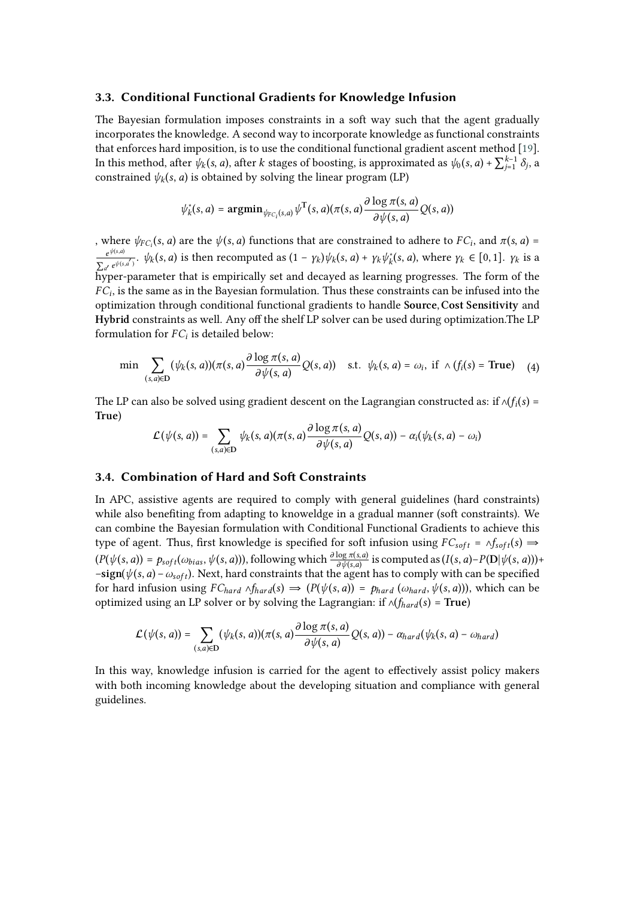### 3.3. Conditional Functional Gradients for Knowledge Infusion

The Bayesian formulation imposes constraints in a soft way such that the agent gradually incorporates the knowledge. A second way to incorporate knowledge as functional constraints that enforces hard imposition, is to use the conditional functional gradient ascent method [19]. In this method, after $\psi_k(s,a)$, after $k$ stages of boosting, is approximated as $\psi_0(s,a) + \sum_{j=1}^{k-1} \delta_j$, a constrained $\psi_k(s,a)$ is obtained by solving the linear program (LP)

$$\psi_k^*(s,a) = \mathbf{argmin}_{\psi_{FC_i}(s,a)} \psi^{\mathrm{T}}(s,a)(\pi(s,a)\frac{\partial \log \pi(s,a)}{\partial \psi(s,a)} Q(s,a))$$

, where $\psi_{FC_i}(s,a)$ are the $\psi(s,a)$ functions that are constrained to adhere to $FC_i$, and $\pi(s,a) = \frac{e^{\psi(s,a)}}{\sum_{a'} e^{\psi(s,a')}}$. $\psi_k(s,a)$ is then recomputed as $(1-\gamma_k)\psi_k(s,a) + \gamma_k \psi_k^*(s,a)$, where $\gamma_k \in [0,1]$. $\gamma_k$ is a hyper-parameter that is empirically set and decayed as learning progresses. The form of the $FC_i$, is the same as in the Bayesian formulation. Thus these constraints can be infused into the optimization through conditional functional gradients to handle **Source**, **Cost Sensitivity** and **Hybrid** constraints as well. Any off the shelf LP solver can be used during optimization.The LP formulation for $FC_i$ is detailed below:

$$\min \sum_{(s,a)\in \mathbf{D}} (\psi_k(s,a))(\pi(s,a)\frac{\partial \log \pi(s,a)}{\partial \psi(s,a)} Q(s,a)) \quad \text{s.t.} \;\; \psi_k(s,a) = \omega_i, \text{ if } \wedge (f_i(s) = \textbf{True}) \tag{4}$$

The LP can also be solved using gradient descent on the Lagrangian constructed as: if $\wedge(f_i(s) = \textbf{True})$

$$\mathcal{L}(\psi(s,a)) = \sum_{(s,a)\in \mathbf{D}} \psi_k(s,a)(\pi(s,a)\frac{\partial \log \pi(s,a)}{\partial \psi(s,a)} Q(s,a)) - \alpha_i(\psi_k(s,a) - \omega_i)$$

### 3.4. Combination of Hard and Soft Constraints

In APC, assistive agents are required to comply with general guidelines (hard constraints) while also benefiting from adapting to knoweldge in a gradual manner (soft constraints). We can combine the Bayesian formulation with Conditional Functional Gradients to achieve this type of agent. Thus, first knowledge is specified for soft infusion using $FC_{soft} = \wedge f_{soft}(s) \implies (P(\psi(s,a)) = p_{soft}(\omega_{bias}, \psi(s,a)))$, following which $\frac{\partial \log \pi(s,a)}{\partial \psi(s,a)}$ is computed as $(I(s,a) - P(\mathbf{D}|\psi(s,a))) + -\mathbf{sign}(\psi(s,a) - \omega_{soft})$. Next, hard constraints that the agent has to comply with can be specified for hard infusion using $FC_{hard} \wedge f_{hard}(s) \implies (P(\psi(s,a)) = p_{hard}(\omega_{hard}, \psi(s,a)))$, which can be optimized using an LP solver or by solving the Lagrangian: if $\wedge(f_{hard}(s) = \textbf{True})$

$$\mathcal{L}(\psi(s,a)) = \sum_{(s,a)\in \mathbf{D}} (\psi_k(s,a))(\pi(s,a)\frac{\partial \log \pi(s,a)}{\partial \psi(s,a)} Q(s,a)) - \alpha_{hard}(\psi_k(s,a) - \omega_{hard})$$

In this way, knowledge infusion is carried for the agent to effectively assist policy makers with both incoming knowledge about the developing situation and compliance with general guidelines.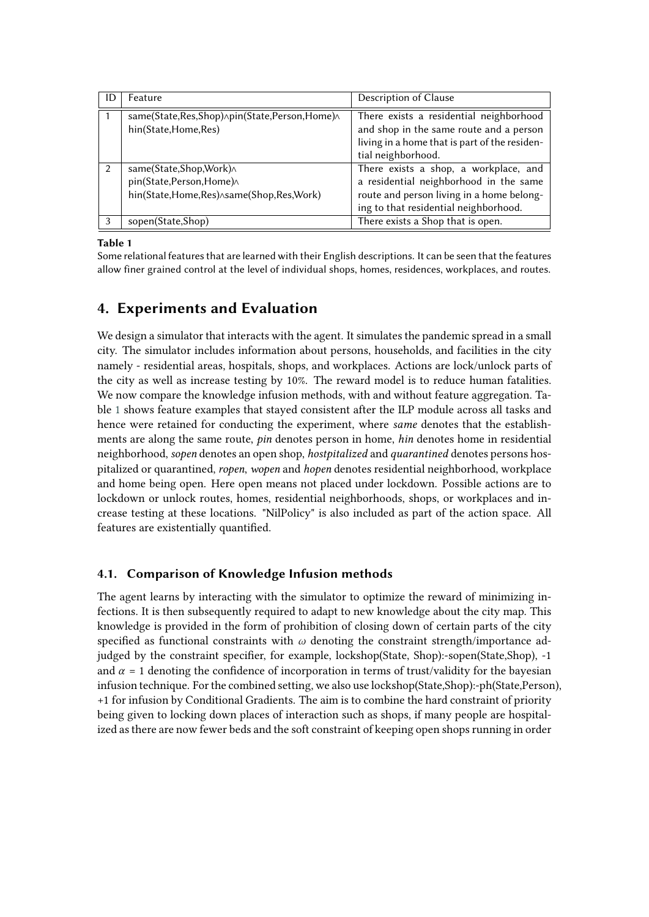| ID | Feature | Description of Clause |
|---|---|---|
| 1 | same(State,Res,Shop)∧pin(State,Person,Home)∧ hin(State,Home,Res) | There exists a residential neighborhood and shop in the same route and a person living in a home that is part of the residential neighborhood. |
| 2 | same(State,Shop,Work)∧ pin(State,Person,Home)∧ hin(State,Home,Res)∧same(Shop,Res,Work) | There exists a shop, a workplace, and a residential neighborhood in the same route and person living in a home belonging to that residential neighborhood. |
| 3 | sopen(State,Shop) | There exists a Shop that is open. |

**Table 1**

Some relational features that are learned with their English descriptions. It can be seen that the features allow finer grained control at the level of individual shops, homes, residences, workplaces, and routes.

## 4. Experiments and Evaluation

We design a simulator that interacts with the agent. It simulates the pandemic spread in a small city. The simulator includes information about persons, households, and facilities in the city namely - residential areas, hospitals, shops, and workplaces. Actions are lock/unlock parts of the city as well as increase testing by 10%. The reward model is to reduce human fatalities. We now compare the knowledge infusion methods, with and without feature aggregation. Table 1 shows feature examples that stayed consistent after the ILP module across all tasks and hence were retained for conducting the experiment, where *same* denotes that the establishments are along the same route, *pin* denotes person in home, *hin* denotes home in residential neighborhood, *sopen* denotes an open shop, *hostpitalized* and *quarantined* denotes persons hospitalized or quarantined, *ropen*, *wopen* and *hopen* denotes residential neighborhood, workplace and home being open. Here open means not placed under lockdown. Possible actions are to lockdown or unlock routes, homes, residential neighborhoods, shops, or workplaces and increase testing at these locations. "NilPolicy" is also included as part of the action space. All features are existentially quantified.

### 4.1. Comparison of Knowledge Infusion methods

The agent learns by interacting with the simulator to optimize the reward of minimizing infections. It is then subsequently required to adapt to new knowledge about the city map. This knowledge is provided in the form of prohibition of closing down of certain parts of the city specified as functional constraints with $\omega$ denoting the constraint strength/importance adjudged by the constraint specifier, for example, lockshop(State, Shop):-sopen(State,Shop), -1 and $\alpha = 1$ denoting the confidence of incorporation in terms of trust/validity for the bayesian infusion technique. For the combined setting, we also use lockshop(State,Shop):-ph(State,Person), +1 for infusion by Conditional Gradients. The aim is to combine the hard constraint of priority being given to locking down places of interaction such as shops, if many people are hospitalized as there are now fewer beds and the soft constraint of keeping open shops running in order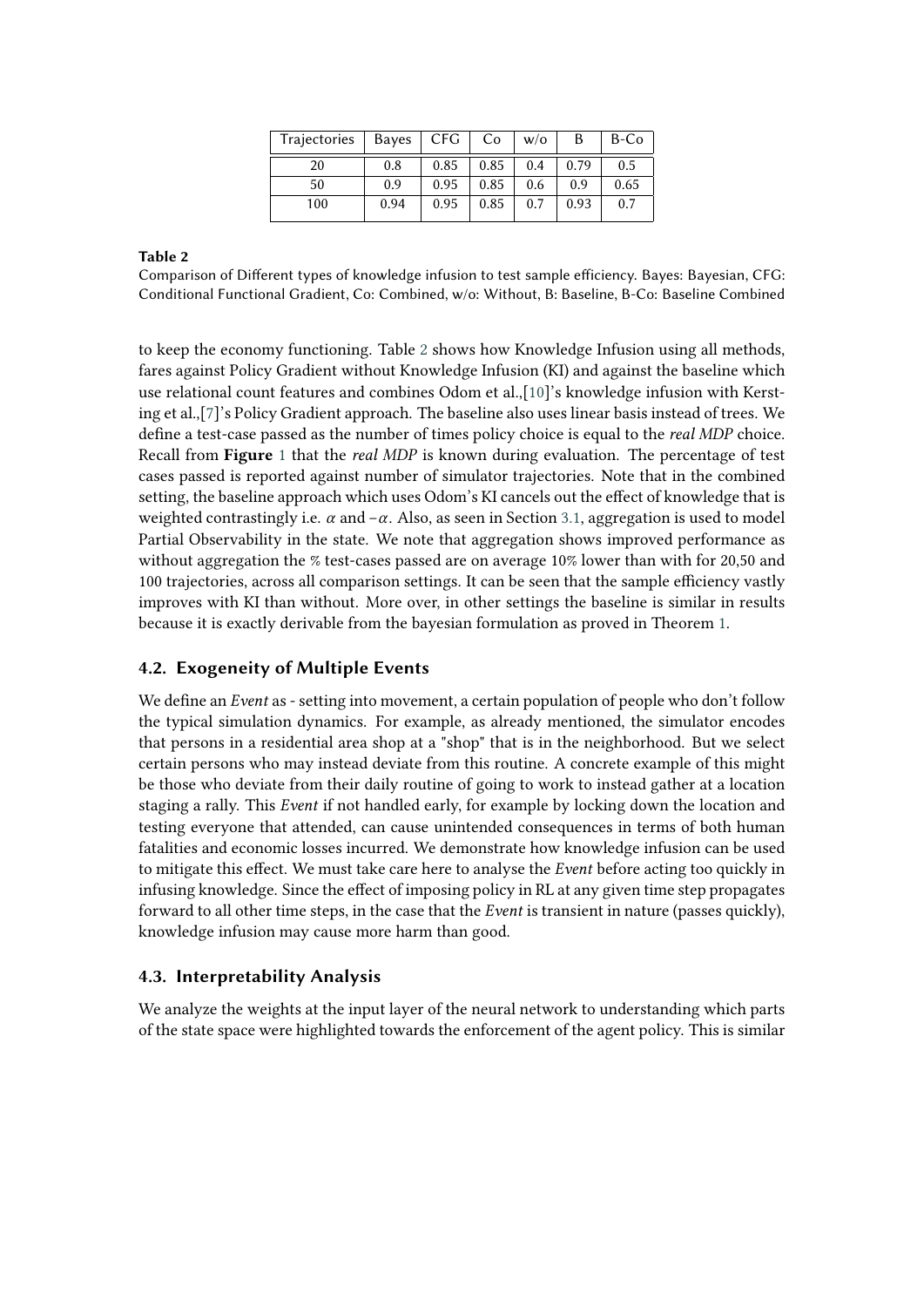| Trajectories | Bayes | CFG | Co | w/o | B | B-Co |
|---|---|---|---|---|---|---|
| 20 | 0.8 | 0.85 | 0.85 | 0.4 | 0.79 | 0.5 |
| 50 | 0.9 | 0.95 | 0.85 | 0.6 | 0.9 | 0.65 |
| 100 | 0.94 | 0.95 | 0.85 | 0.7 | 0.93 | 0.7 |

**Table 2**

Comparison of Different types of knowledge infusion to test sample efficiency. Bayes: Bayesian, CFG: Conditional Functional Gradient, Co: Combined, w/o: Without, B: Baseline, B-Co: Baseline Combined

to keep the economy functioning. Table 2 shows how Knowledge Infusion using all methods, fares against Policy Gradient without Knowledge Infusion (KI) and against the baseline which use relational count features and combines Odom et al.,[10]'s knowledge infusion with Kersting et al.,[7]'s Policy Gradient approach. The baseline also uses linear basis instead of trees. We define a test-case passed as the number of times policy choice is equal to the *real MDP* choice. Recall from **Figure** 1 that the *real MDP* is known during evaluation. The percentage of test cases passed is reported against number of simulator trajectories. Note that in the combined setting, the baseline approach which uses Odom's KI cancels out the effect of knowledge that is weighted contrastingly i.e. $\alpha$ and $-\alpha$. Also, as seen in Section 3.1, aggregation is used to model Partial Observability in the state. We note that aggregation shows improved performance as without aggregation the % test-cases passed are on average 10% lower than with for 20,50 and 100 trajectories, across all comparison settings. It can be seen that the sample efficiency vastly improves with KI than without. More over, in other settings the baseline is similar in results because it is exactly derivable from the bayesian formulation as proved in Theorem 1.

## 4.2. Exogeneity of Multiple Events

We define an *Event* as - setting into movement, a certain population of people who don't follow the typical simulation dynamics. For example, as already mentioned, the simulator encodes that persons in a residential area shop at a "shop" that is in the neighborhood. But we select certain persons who may instead deviate from this routine. A concrete example of this might be those who deviate from their daily routine of going to work to instead gather at a location staging a rally. This *Event* if not handled early, for example by locking down the location and testing everyone that attended, can cause unintended consequences in terms of both human fatalities and economic losses incurred. We demonstrate how knowledge infusion can be used to mitigate this effect. We must take care here to analyse the *Event* before acting too quickly in infusing knowledge. Since the effect of imposing policy in RL at any given time step propagates forward to all other time steps, in the case that the *Event* is transient in nature (passes quickly), knowledge infusion may cause more harm than good.

## 4.3. Interpretability Analysis

We analyze the weights at the input layer of the neural network to understanding which parts of the state space were highlighted towards the enforcement of the agent policy. This is similar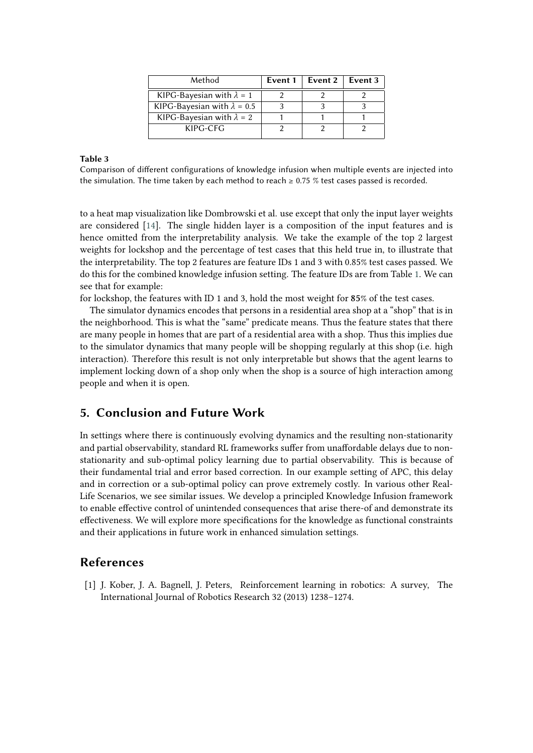| Method | Event 1 | Event 2 | Event 3 |
|---|---|---|---|
| KIPG-Bayesian with $\lambda = 1$ | 2 | 2 | 2 |
| KIPG-Bayesian with $\lambda = 0.5$ | 3 | 3 | 3 |
| KIPG-Bayesian with $\lambda = 2$ | 1 | 1 | 1 |
| KIPG-CFG | 2 | 2 | 2 |

**Table 3**
Comparison of different configurations of knowledge infusion when multiple events are injected into the simulation. The time taken by each method to reach $\geq 0.75$ % test cases passed is recorded.

to a heat map visualization like Dombrowski et al. use except that only the input layer weights are considered [14]. The single hidden layer is a composition of the input features and is hence omitted from the interpretability analysis. We take the example of the top 2 largest weights for lockshop and the percentage of test cases that this held true in, to illustrate that the interpretability. The top 2 features are feature IDs 1 and 3 with 0.85% test cases passed. We do this for the combined knowledge infusion setting. The feature IDs are from Table 1. We can see that for example:

for lockshop, the features with ID 1 and 3, hold the most weight for **85**% of the test cases.

The simulator dynamics encodes that persons in a residential area shop at a "shop" that is in the neighborhood. This is what the "same" predicate means. Thus the feature states that there are many people in homes that are part of a residential area with a shop. Thus this implies due to the simulator dynamics that many people will be shopping regularly at this shop (i.e. high interaction). Therefore this result is not only interpretable but shows that the agent learns to implement locking down of a shop only when the shop is a source of high interaction among people and when it is open.

## 5. Conclusion and Future Work

In settings where there is continuously evolving dynamics and the resulting non-stationarity and partial observability, standard RL frameworks suffer from unaffordable delays due to non-stationarity and sub-optimal policy learning due to partial observability. This is because of their fundamental trial and error based correction. In our example setting of APC, this delay and in correction or a sub-optimal policy can prove extremely costly. In various other Real-Life Scenarios, we see similar issues. We develop a principled Knowledge Infusion framework to enable effective control of unintended consequences that arise there-of and demonstrate its effectiveness. We will explore more specifications for the knowledge as functional constraints and their applications in future work in enhanced simulation settings.

## References

[1] J. Kober, J. A. Bagnell, J. Peters, Reinforcement learning in robotics: A survey, The International Journal of Robotics Research 32 (2013) 1238–1274.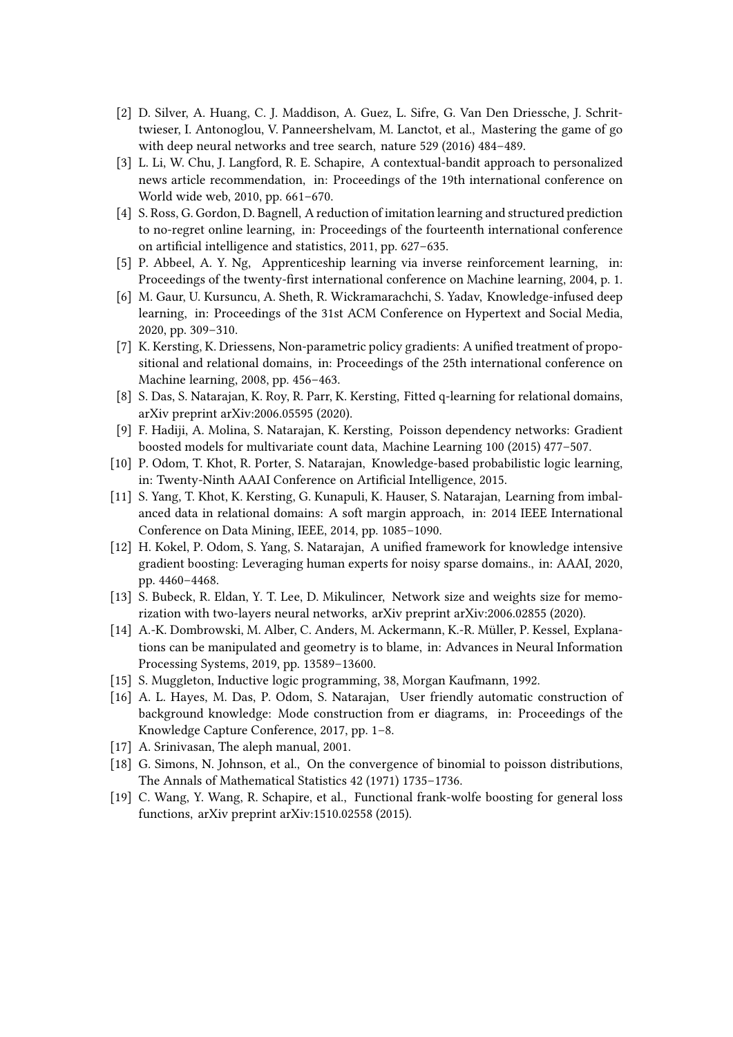[2] D. Silver, A. Huang, C. J. Maddison, A. Guez, L. Sifre, G. Van Den Driessche, J. Schrittwieser, I. Antonoglou, V. Panneershelvam, M. Lanctot, et al., Mastering the game of go with deep neural networks and tree search, nature 529 (2016) 484–489.

[3] L. Li, W. Chu, J. Langford, R. E. Schapire, A contextual-bandit approach to personalized news article recommendation, in: Proceedings of the 19th international conference on World wide web, 2010, pp. 661–670.

[4] S. Ross, G. Gordon, D. Bagnell, A reduction of imitation learning and structured prediction to no-regret online learning, in: Proceedings of the fourteenth international conference on artificial intelligence and statistics, 2011, pp. 627–635.

[5] P. Abbeel, A. Y. Ng, Apprenticeship learning via inverse reinforcement learning, in: Proceedings of the twenty-first international conference on Machine learning, 2004, p. 1.

[6] M. Gaur, U. Kursuncu, A. Sheth, R. Wickramarachchi, S. Yadav, Knowledge-infused deep learning, in: Proceedings of the 31st ACM Conference on Hypertext and Social Media, 2020, pp. 309–310.

[7] K. Kersting, K. Driessens, Non-parametric policy gradients: A unified treatment of propositional and relational domains, in: Proceedings of the 25th international conference on Machine learning, 2008, pp. 456–463.

[8] S. Das, S. Natarajan, K. Roy, R. Parr, K. Kersting, Fitted q-learning for relational domains, arXiv preprint arXiv:2006.05595 (2020).

[9] F. Hadiji, A. Molina, S. Natarajan, K. Kersting, Poisson dependency networks: Gradient boosted models for multivariate count data, Machine Learning 100 (2015) 477–507.

[10] P. Odom, T. Khot, R. Porter, S. Natarajan, Knowledge-based probabilistic logic learning, in: Twenty-Ninth AAAI Conference on Artificial Intelligence, 2015.

[11] S. Yang, T. Khot, K. Kersting, G. Kunapuli, K. Hauser, S. Natarajan, Learning from imbalanced data in relational domains: A soft margin approach, in: 2014 IEEE International Conference on Data Mining, IEEE, 2014, pp. 1085–1090.

[12] H. Kokel, P. Odom, S. Yang, S. Natarajan, A unified framework for knowledge intensive gradient boosting: Leveraging human experts for noisy sparse domains., in: AAAI, 2020, pp. 4460–4468.

[13] S. Bubeck, R. Eldan, Y. T. Lee, D. Mikulincer, Network size and weights size for memorization with two-layers neural networks, arXiv preprint arXiv:2006.02855 (2020).

[14] A.-K. Dombrowski, M. Alber, C. Anders, M. Ackermann, K.-R. Müller, P. Kessel, Explanations can be manipulated and geometry is to blame, in: Advances in Neural Information Processing Systems, 2019, pp. 13589–13600.

[15] S. Muggleton, Inductive logic programming, 38, Morgan Kaufmann, 1992.

[16] A. L. Hayes, M. Das, P. Odom, S. Natarajan, User friendly automatic construction of background knowledge: Mode construction from er diagrams, in: Proceedings of the Knowledge Capture Conference, 2017, pp. 1–8.

[17] A. Srinivasan, The aleph manual, 2001.

[18] G. Simons, N. Johnson, et al., On the convergence of binomial to poisson distributions, The Annals of Mathematical Statistics 42 (1971) 1735–1736.

[19] C. Wang, Y. Wang, R. Schapire, et al., Functional frank-wolfe boosting for general loss functions, arXiv preprint arXiv:1510.02558 (2015).